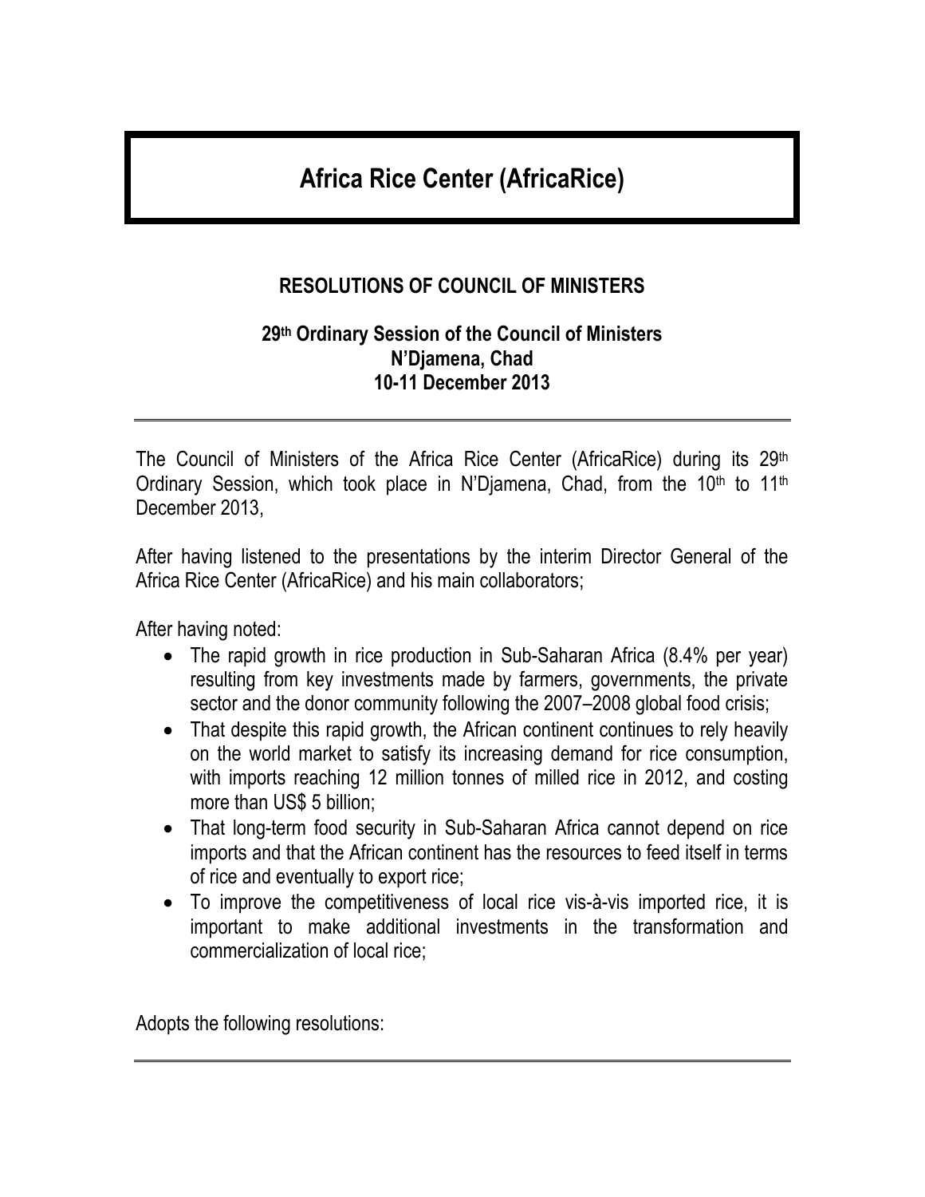# Africa Rice Center (AfricaRice)

## RESOLUTIONS OF COUNCIL OF MINISTERS

### 29th Ordinary Session of the Council of Ministers
### N'Djamena, Chad
### 10-11 December 2013

---

The Council of Ministers of the Africa Rice Center (AfricaRice) during its 29th Ordinary Session, which took place in N'Djamena, Chad, from the 10th to 11th December 2013,

After having listened to the presentations by the interim Director General of the Africa Rice Center (AfricaRice) and his main collaborators;

After having noted:

- The rapid growth in rice production in Sub-Saharan Africa (8.4% per year) resulting from key investments made by farmers, governments, the private sector and the donor community following the 2007–2008 global food crisis;
- That despite this rapid growth, the African continent continues to rely heavily on the world market to satisfy its increasing demand for rice consumption, with imports reaching 12 million tonnes of milled rice in 2012, and costing more than US$ 5 billion;
- That long-term food security in Sub-Saharan Africa cannot depend on rice imports and that the African continent has the resources to feed itself in terms of rice and eventually to export rice;
- To improve the competitiveness of local rice vis-à-vis imported rice, it is important to make additional investments in the transformation and commercialization of local rice;

Adopts the following resolutions:

---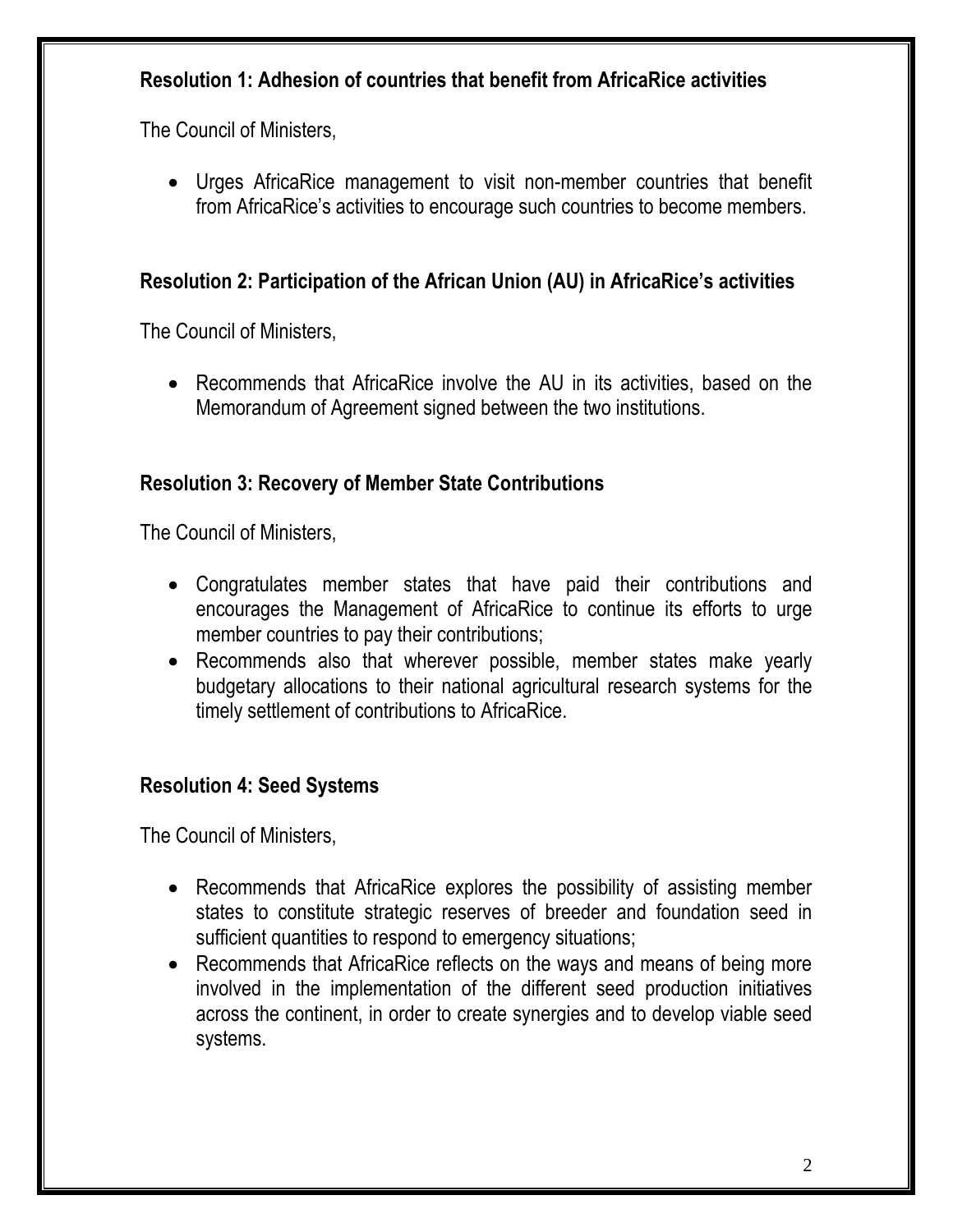### Resolution 1: Adhesion of countries that benefit from AfricaRice activities

The Council of Ministers,

- Urges AfricaRice management to visit non-member countries that benefit from AfricaRice's activities to encourage such countries to become members.

### Resolution 2: Participation of the African Union (AU) in AfricaRice's activities

The Council of Ministers,

- Recommends that AfricaRice involve the AU in its activities, based on the Memorandum of Agreement signed between the two institutions.

### Resolution 3: Recovery of Member State Contributions

The Council of Ministers,

- Congratulates member states that have paid their contributions and encourages the Management of AfricaRice to continue its efforts to urge member countries to pay their contributions;
- Recommends also that wherever possible, member states make yearly budgetary allocations to their national agricultural research systems for the timely settlement of contributions to AfricaRice.

### Resolution 4: Seed Systems

The Council of Ministers,

- Recommends that AfricaRice explores the possibility of assisting member states to constitute strategic reserves of breeder and foundation seed in sufficient quantities to respond to emergency situations;
- Recommends that AfricaRice reflects on the ways and means of being more involved in the implementation of the different seed production initiatives across the continent, in order to create synergies and to develop viable seed systems.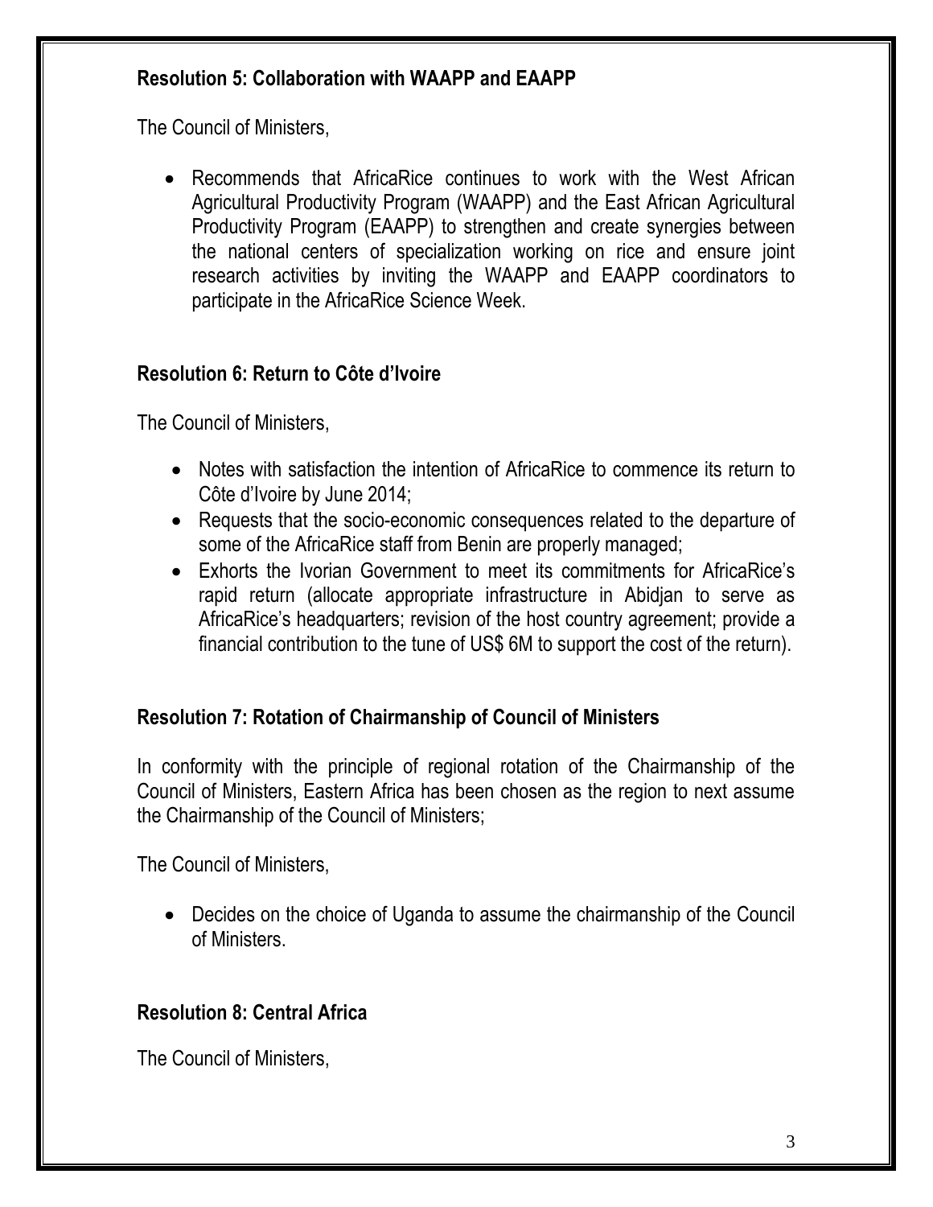### Resolution 5: Collaboration with WAAPP and EAAPP

The Council of Ministers,

- Recommends that AfricaRice continues to work with the West African Agricultural Productivity Program (WAAPP) and the East African Agricultural Productivity Program (EAAPP) to strengthen and create synergies between the national centers of specialization working on rice and ensure joint research activities by inviting the WAAPP and EAAPP coordinators to participate in the AfricaRice Science Week.

### Resolution 6: Return to Côte d'Ivoire

The Council of Ministers,

- Notes with satisfaction the intention of AfricaRice to commence its return to Côte d'Ivoire by June 2014;
- Requests that the socio-economic consequences related to the departure of some of the AfricaRice staff from Benin are properly managed;
- Exhorts the Ivorian Government to meet its commitments for AfricaRice's rapid return (allocate appropriate infrastructure in Abidjan to serve as AfricaRice's headquarters; revision of the host country agreement; provide a financial contribution to the tune of US$ 6M to support the cost of the return).

### Resolution 7: Rotation of Chairmanship of Council of Ministers

In conformity with the principle of regional rotation of the Chairmanship of the Council of Ministers, Eastern Africa has been chosen as the region to next assume the Chairmanship of the Council of Ministers;

The Council of Ministers,

- Decides on the choice of Uganda to assume the chairmanship of the Council of Ministers.

### Resolution 8: Central Africa

The Council of Ministers,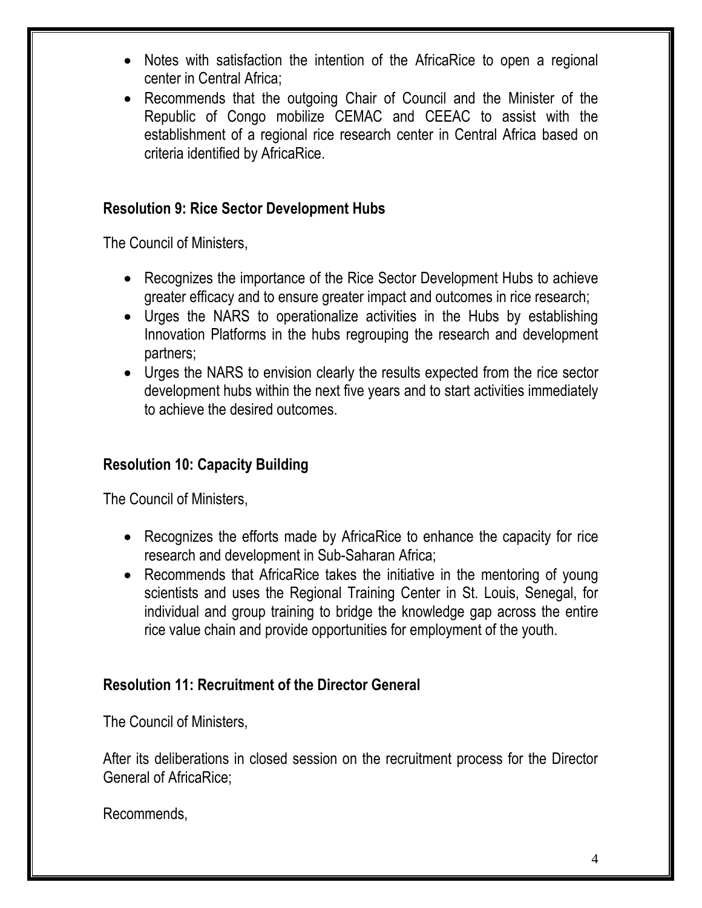- Notes with satisfaction the intention of the AfricaRice to open a regional center in Central Africa;
- Recommends that the outgoing Chair of Council and the Minister of the Republic of Congo mobilize CEMAC and CEEAC to assist with the establishment of a regional rice research center in Central Africa based on criteria identified by AfricaRice.

### Resolution 9: Rice Sector Development Hubs

The Council of Ministers,

- Recognizes the importance of the Rice Sector Development Hubs to achieve greater efficacy and to ensure greater impact and outcomes in rice research;
- Urges the NARS to operationalize activities in the Hubs by establishing Innovation Platforms in the hubs regrouping the research and development partners;
- Urges the NARS to envision clearly the results expected from the rice sector development hubs within the next five years and to start activities immediately to achieve the desired outcomes.

### Resolution 10: Capacity Building

The Council of Ministers,

- Recognizes the efforts made by AfricaRice to enhance the capacity for rice research and development in Sub-Saharan Africa;
- Recommends that AfricaRice takes the initiative in the mentoring of young scientists and uses the Regional Training Center in St. Louis, Senegal, for individual and group training to bridge the knowledge gap across the entire rice value chain and provide opportunities for employment of the youth.

### Resolution 11: Recruitment of the Director General

The Council of Ministers,

After its deliberations in closed session on the recruitment process for the Director General of AfricaRice;

Recommends,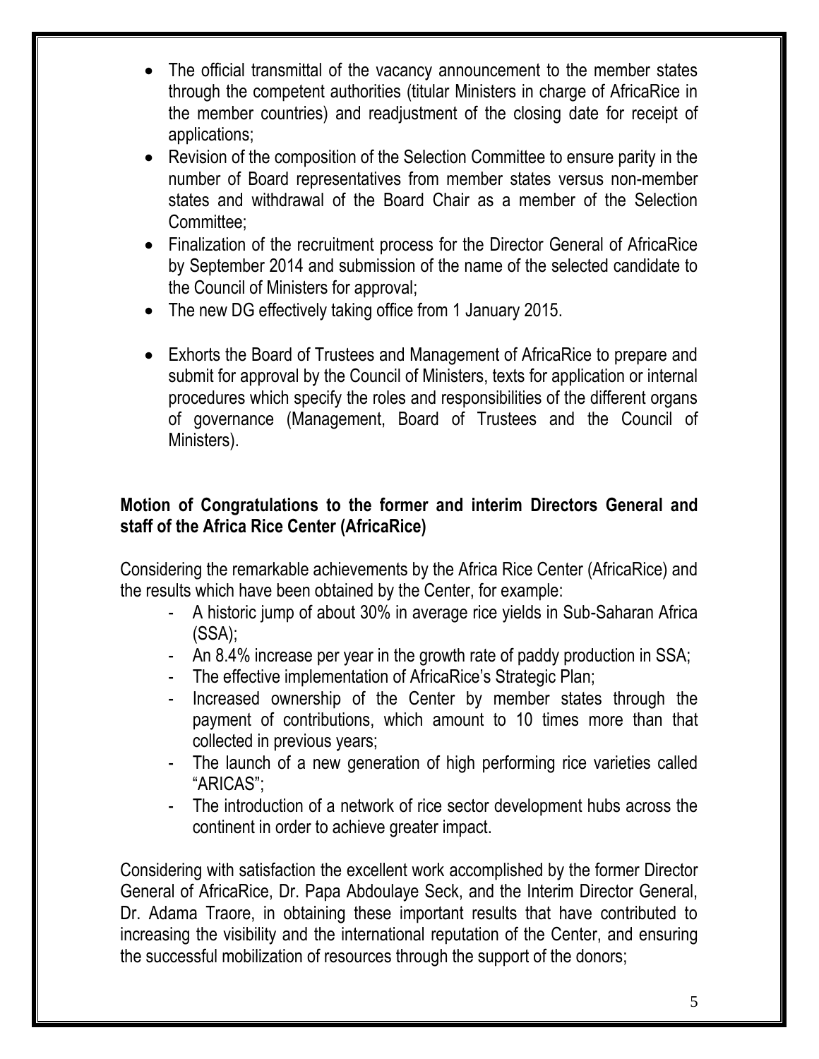- The official transmittal of the vacancy announcement to the member states through the competent authorities (titular Ministers in charge of AfricaRice in the member countries) and readjustment of the closing date for receipt of applications;
- Revision of the composition of the Selection Committee to ensure parity in the number of Board representatives from member states versus non-member states and withdrawal of the Board Chair as a member of the Selection Committee;
- Finalization of the recruitment process for the Director General of AfricaRice by September 2014 and submission of the name of the selected candidate to the Council of Ministers for approval;
- The new DG effectively taking office from 1 January 2015.

- Exhorts the Board of Trustees and Management of AfricaRice to prepare and submit for approval by the Council of Ministers, texts for application or internal procedures which specify the roles and responsibilities of the different organs of governance (Management, Board of Trustees and the Council of Ministers).

**Motion of Congratulations to the former and interim Directors General and staff of the Africa Rice Center (AfricaRice)**

Considering the remarkable achievements by the Africa Rice Center (AfricaRice) and the results which have been obtained by the Center, for example:

- A historic jump of about 30% in average rice yields in Sub-Saharan Africa (SSA);
- An 8.4% increase per year in the growth rate of paddy production in SSA;
- The effective implementation of AfricaRice's Strategic Plan;
- Increased ownership of the Center by member states through the payment of contributions, which amount to 10 times more than that collected in previous years;
- The launch of a new generation of high performing rice varieties called "ARICAS";
- The introduction of a network of rice sector development hubs across the continent in order to achieve greater impact.

Considering with satisfaction the excellent work accomplished by the former Director General of AfricaRice, Dr. Papa Abdoulaye Seck, and the Interim Director General, Dr. Adama Traore, in obtaining these important results that have contributed to increasing the visibility and the international reputation of the Center, and ensuring the successful mobilization of resources through the support of the donors;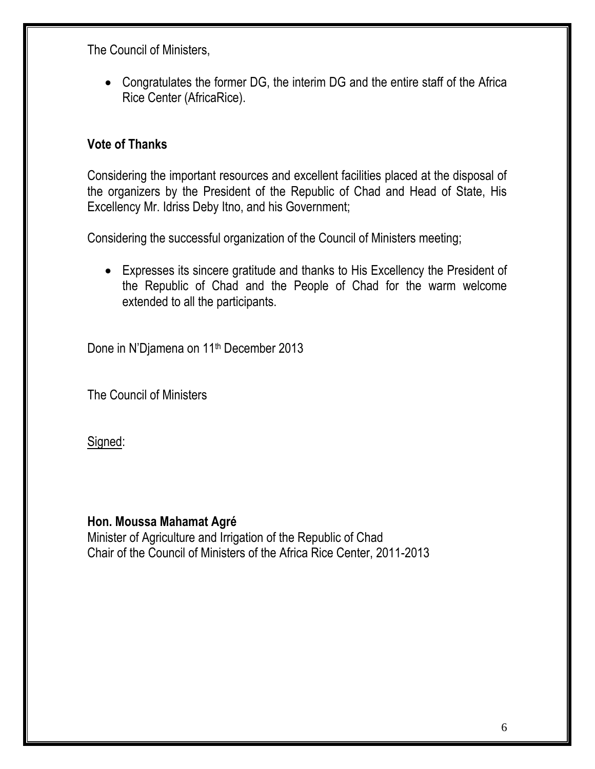The Council of Ministers,

- Congratulates the former DG, the interim DG and the entire staff of the Africa Rice Center (AfricaRice).

**Vote of Thanks**

Considering the important resources and excellent facilities placed at the disposal of the organizers by the President of the Republic of Chad and Head of State, His Excellency Mr. Idriss Deby Itno, and his Government;

Considering the successful organization of the Council of Ministers meeting;

- Expresses its sincere gratitude and thanks to His Excellency the President of the Republic of Chad and the People of Chad for the warm welcome extended to all the participants.

Done in N'Djamena on 11th December 2013

The Council of Ministers

Signed:

**Hon. Moussa Mahamat Agré**
Minister of Agriculture and Irrigation of the Republic of Chad
Chair of the Council of Ministers of the Africa Rice Center, 2011-2013